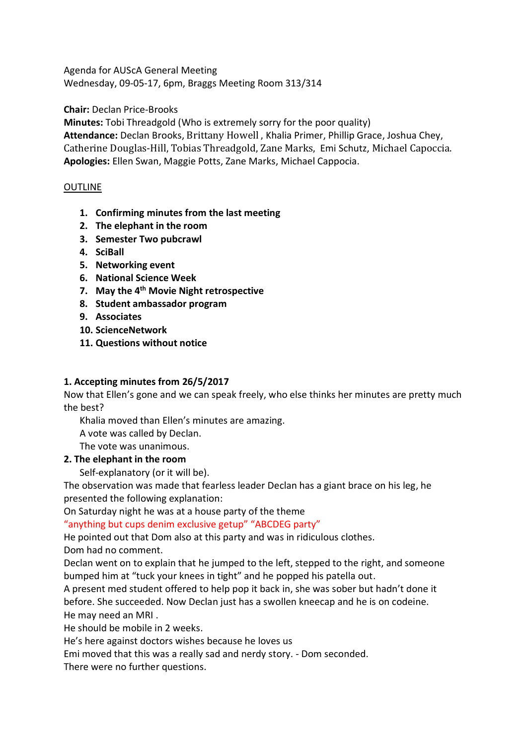Agenda for AUScA General Meeting
Wednesday, 09-05-17, 6pm, Braggs Meeting Room 313/314

**Chair:** Declan Price-Brooks
**Minutes:** Tobi Threadgold (Who is extremely sorry for the poor quality)
**Attendance:** Declan Brooks, Brittany Howell , Khalia Primer, Phillip Grace, Joshua Chey, Catherine Douglas-Hill, Tobias Threadgold, Zane Marks, Emi Schutz, Michael Capoccia.
**Apologies:** Ellen Swan, Maggie Potts, Zane Marks, Michael Cappocia.

OUTLINE

1. **Confirming minutes from the last meeting**
2. **The elephant in the room**
3. **Semester Two pubcrawl**
4. **SciBall**
5. **Networking event**
6. **National Science Week**
7. **May the 4th Movie Night retrospective**
8. **Student ambassador program**
9. **Associates**
10. **ScienceNetwork**
11. **Questions without notice**

**1. Accepting minutes from 26/5/2017**

Now that Ellen's gone and we can speak freely, who else thinks her minutes are pretty much the best?

Khalia moved than Ellen's minutes are amazing.
A vote was called by Declan.
The vote was unanimous.

**2. The elephant in the room**

Self-explanatory (or it will be).

The observation was made that fearless leader Declan has a giant brace on his leg, he presented the following explanation:
On Saturday night he was at a house party of the theme
"anything but cups denim exclusive getup" "ABCDEG party"
He pointed out that Dom also at this party and was in ridiculous clothes.
Dom had no comment.
Declan went on to explain that he jumped to the left, stepped to the right, and someone bumped him at "tuck your knees in tight" and he popped his patella out.
A present med student offered to help pop it back in, she was sober but hadn't done it before. She succeeded. Now Declan just has a swollen kneecap and he is on codeine.
He may need an MRI .
He should be mobile in 2 weeks.
He's here against doctors wishes because he loves us
Emi moved that this was a really sad and nerdy story. - Dom seconded.
There were no further questions.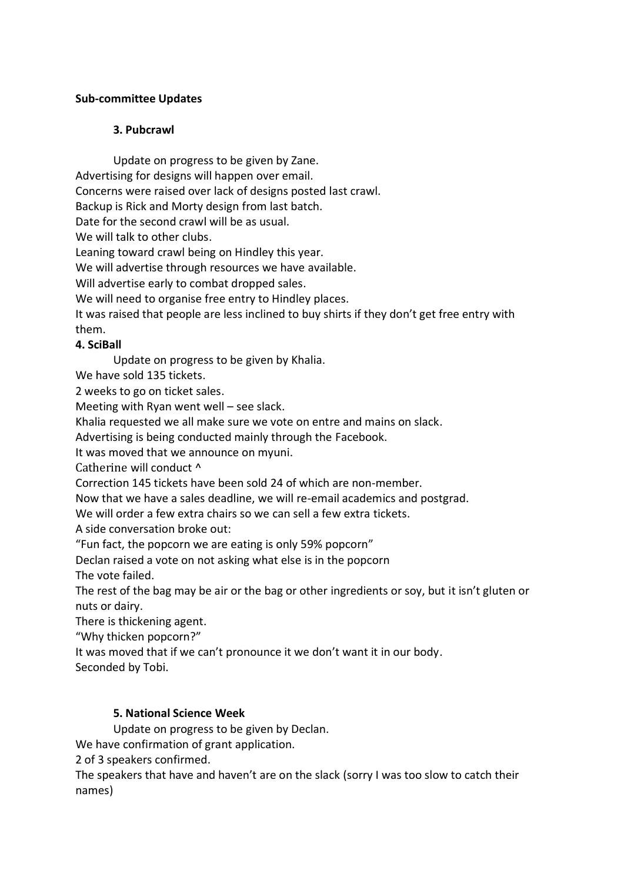**Sub-committee Updates**

### 3. Pubcrawl

Update on progress to be given by Zane.

Advertising for designs will happen over email.

Concerns were raised over lack of designs posted last crawl.

Backup is Rick and Morty design from last batch.

Date for the second crawl will be as usual.

We will talk to other clubs.

Leaning toward crawl being on Hindley this year.

We will advertise through resources we have available.

Will advertise early to combat dropped sales.

We will need to organise free entry to Hindley places.

It was raised that people are less inclined to buy shirts if they don't get free entry with them.

### 4. SciBall

Update on progress to be given by Khalia.

We have sold 135 tickets.

2 weeks to go on ticket sales.

Meeting with Ryan went well – see slack.

Khalia requested we all make sure we vote on entre and mains on slack.

Advertising is being conducted mainly through the Facebook.

It was moved that we announce on myuni.

Catherine will conduct ^

Correction 145 tickets have been sold 24 of which are non-member.

Now that we have a sales deadline, we will re-email academics and postgrad.

We will order a few extra chairs so we can sell a few extra tickets.

A side conversation broke out:

"Fun fact, the popcorn we are eating is only 59% popcorn"

Declan raised a vote on not asking what else is in the popcorn

The vote failed.

The rest of the bag may be air or the bag or other ingredients or soy, but it isn't gluten or nuts or dairy.

There is thickening agent.

"Why thicken popcorn?"

It was moved that if we can't pronounce it we don't want it in our body.

Seconded by Tobi.

### 5. National Science Week

Update on progress to be given by Declan.

We have confirmation of grant application.

2 of 3 speakers confirmed.

The speakers that have and haven't are on the slack (sorry I was too slow to catch their names)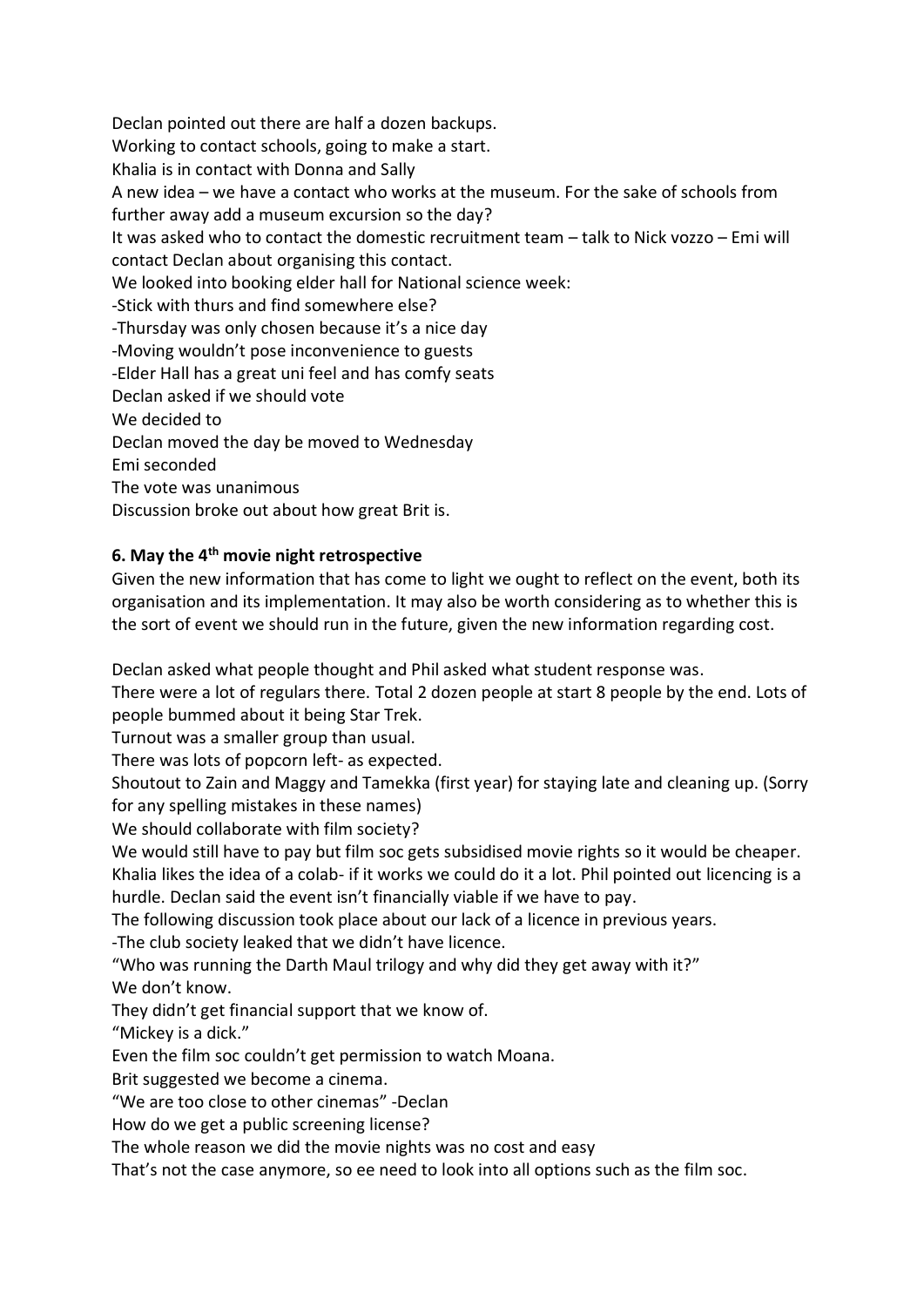Declan pointed out there are half a dozen backups.
Working to contact schools, going to make a start.
Khalia is in contact with Donna and Sally
A new idea – we have a contact who works at the museum. For the sake of schools from further away add a museum excursion so the day?
It was asked who to contact the domestic recruitment team – talk to Nick vozzo – Emi will contact Declan about organising this contact.
We looked into booking elder hall for National science week:
-Stick with thurs and find somewhere else?
-Thursday was only chosen because it's a nice day
-Moving wouldn't pose inconvenience to guests
-Elder Hall has a great uni feel and has comfy seats
Declan asked if we should vote
We decided to
Declan moved the day be moved to Wednesday
Emi seconded
The vote was unanimous
Discussion broke out about how great Brit is.

**6. May the 4th movie night retrospective**

Given the new information that has come to light we ought to reflect on the event, both its organisation and its implementation. It may also be worth considering as to whether this is the sort of event we should run in the future, given the new information regarding cost.

Declan asked what people thought and Phil asked what student response was.
There were a lot of regulars there. Total 2 dozen people at start 8 people by the end. Lots of people bummed about it being Star Trek.
Turnout was a smaller group than usual.
There was lots of popcorn left- as expected.
Shoutout to Zain and Maggy and Tamekka (first year) for staying late and cleaning up. (Sorry for any spelling mistakes in these names)
We should collaborate with film society?
We would still have to pay but film soc gets subsidised movie rights so it would be cheaper.
Khalia likes the idea of a colab- if it works we could do it a lot. Phil pointed out licencing is a hurdle. Declan said the event isn't financially viable if we have to pay.
The following discussion took place about our lack of a licence in previous years.
-The club society leaked that we didn't have licence.
"Who was running the Darth Maul trilogy and why did they get away with it?"
We don't know.
They didn't get financial support that we know of.
"Mickey is a dick."
Even the film soc couldn't get permission to watch Moana.
Brit suggested we become a cinema.
"We are too close to other cinemas" -Declan
How do we get a public screening license?
The whole reason we did the movie nights was no cost and easy
That's not the case anymore, so ee need to look into all options such as the film soc.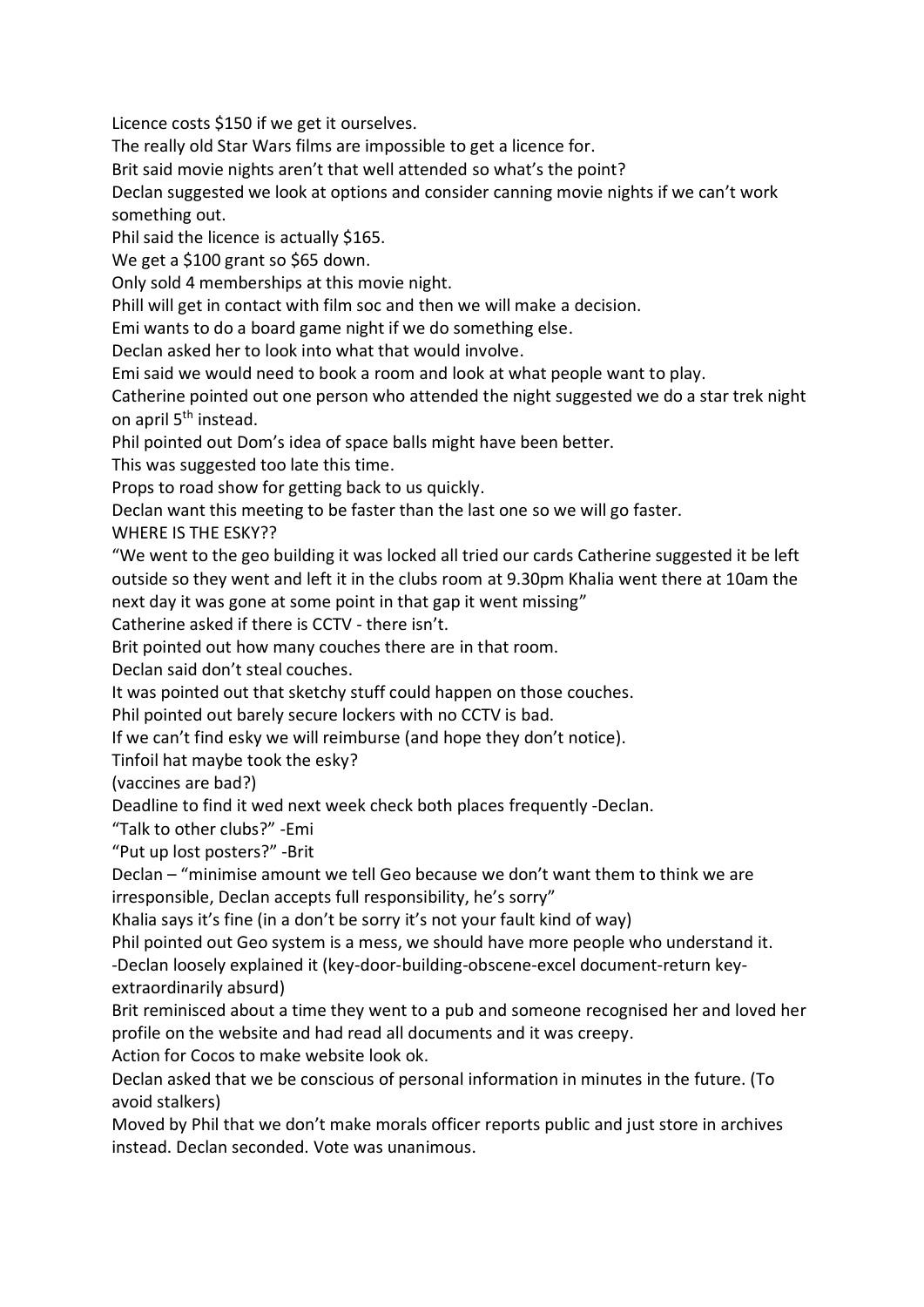Licence costs $150 if we get it ourselves.

The really old Star Wars films are impossible to get a licence for.

Brit said movie nights aren't that well attended so what's the point?

Declan suggested we look at options and consider canning movie nights if we can't work something out.

Phil said the licence is actually $165.

We get a $100 grant so $65 down.

Only sold 4 memberships at this movie night.

Phill will get in contact with film soc and then we will make a decision.

Emi wants to do a board game night if we do something else.

Declan asked her to look into what that would involve.

Emi said we would need to book a room and look at what people want to play.

Catherine pointed out one person who attended the night suggested we do a star trek night on april 5th instead.

Phil pointed out Dom's idea of space balls might have been better.

This was suggested too late this time.

Props to road show for getting back to us quickly.

Declan want this meeting to be faster than the last one so we will go faster.

WHERE IS THE ESKY??

"We went to the geo building it was locked all tried our cards Catherine suggested it be left outside so they went and left it in the clubs room at 9.30pm Khalia went there at 10am the next day it was gone at some point in that gap it went missing"

Catherine asked if there is CCTV - there isn't.

Brit pointed out how many couches there are in that room.

Declan said don't steal couches.

It was pointed out that sketchy stuff could happen on those couches.

Phil pointed out barely secure lockers with no CCTV is bad.

If we can't find esky we will reimburse (and hope they don't notice).

Tinfoil hat maybe took the esky?

(vaccines are bad?)

Deadline to find it wed next week check both places frequently -Declan.

"Talk to other clubs?" -Emi

"Put up lost posters?" -Brit

Declan – "minimise amount we tell Geo because we don't want them to think we are irresponsible, Declan accepts full responsibility, he's sorry"

Khalia says it's fine (in a don't be sorry it's not your fault kind of way)

Phil pointed out Geo system is a mess, we should have more people who understand it.

-Declan loosely explained it (key-door-building-obscene-excel document-return key-extraordinarily absurd)

Brit reminisced about a time they went to a pub and someone recognised her and loved her profile on the website and had read all documents and it was creepy.

Action for Cocos to make website look ok.

Declan asked that we be conscious of personal information in minutes in the future. (To avoid stalkers)

Moved by Phil that we don't make morals officer reports public and just store in archives instead. Declan seconded. Vote was unanimous.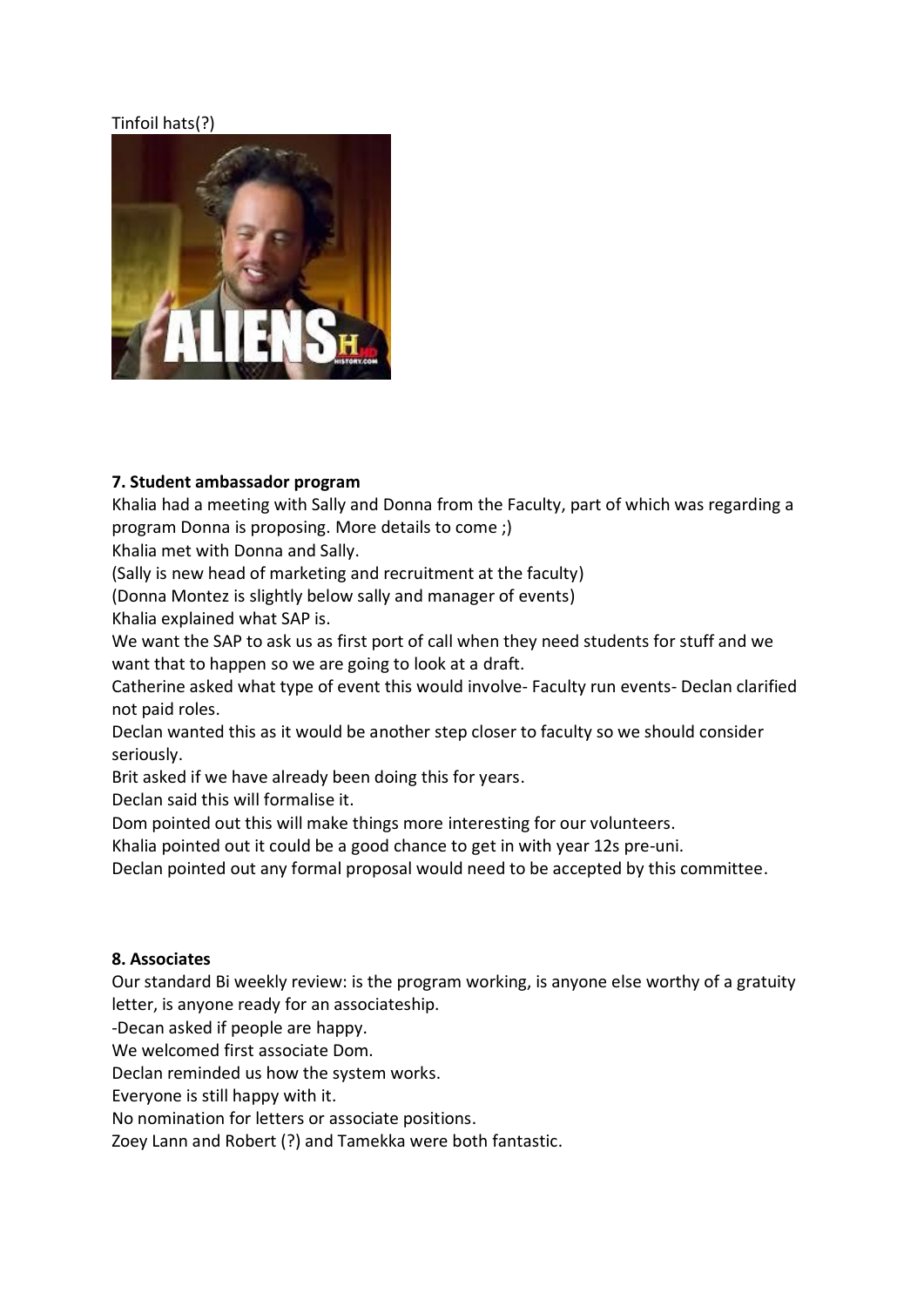Tinfoil hats(?)

**7. Student ambassador program**

Khalia had a meeting with Sally and Donna from the Faculty, part of which was regarding a program Donna is proposing. More details to come ;)

Khalia met with Donna and Sally.

(Sally is new head of marketing and recruitment at the faculty)

(Donna Montez is slightly below sally and manager of events)

Khalia explained what SAP is.

We want the SAP to ask us as first port of call when they need students for stuff and we want that to happen so we are going to look at a draft.

Catherine asked what type of event this would involve- Faculty run events- Declan clarified not paid roles.

Declan wanted this as it would be another step closer to faculty so we should consider seriously.

Brit asked if we have already been doing this for years.

Declan said this will formalise it.

Dom pointed out this will make things more interesting for our volunteers.

Khalia pointed out it could be a good chance to get in with year 12s pre-uni.

Declan pointed out any formal proposal would need to be accepted by this committee.

**8. Associates**

Our standard Bi weekly review: is the program working, is anyone else worthy of a gratuity letter, is anyone ready for an associateship.

-Decan asked if people are happy.

We welcomed first associate Dom.

Declan reminded us how the system works.

Everyone is still happy with it.

No nomination for letters or associate positions.

Zoey Lann and Robert (?) and Tamekka were both fantastic.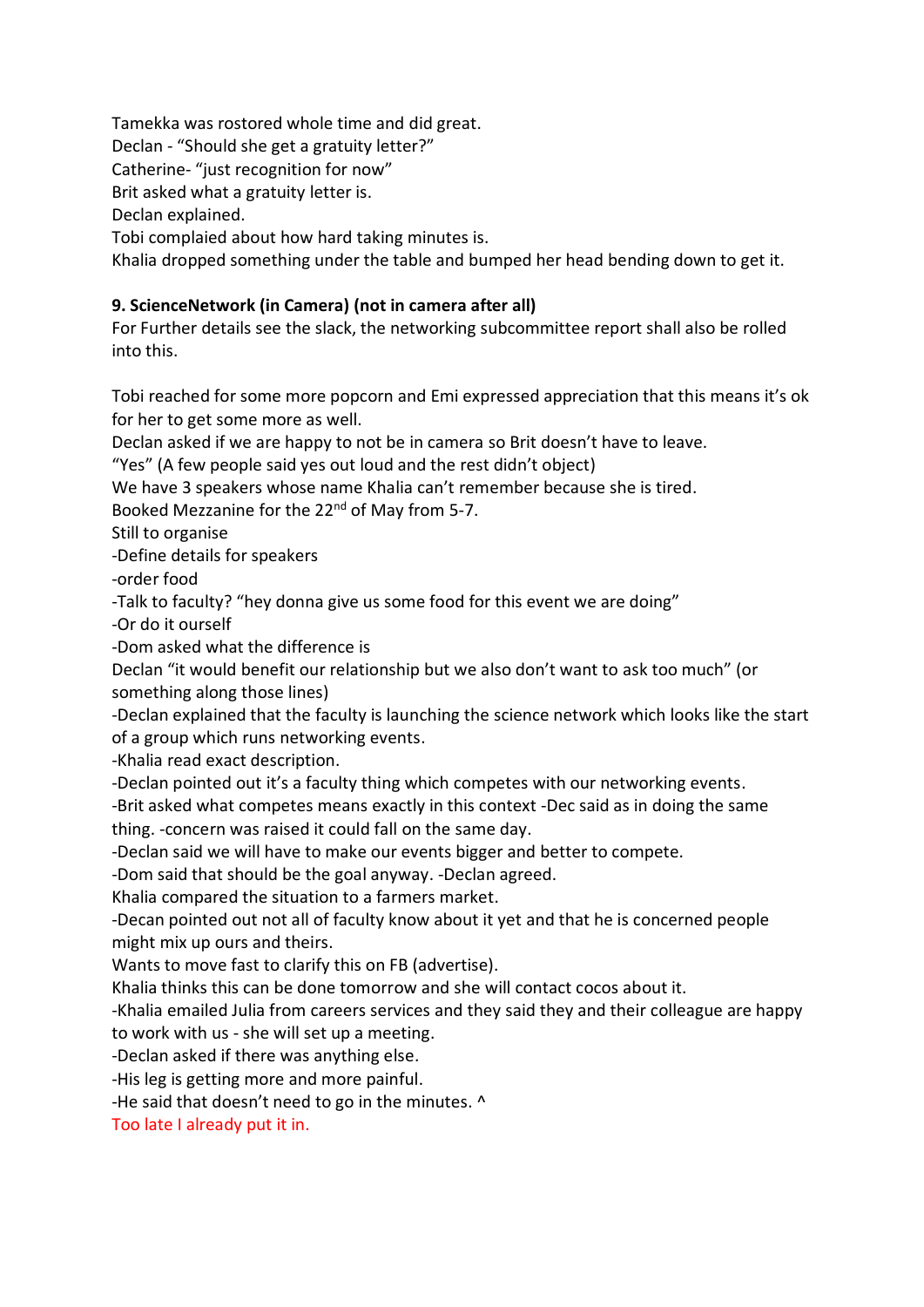Tamekka was rostored whole time and did great.
Declan - “Should she get a gratuity letter?”
Catherine- “just recognition for now”
Brit asked what a gratuity letter is.
Declan explained.
Tobi complaied about how hard taking minutes is.
Khalia dropped something under the table and bumped her head bending down to get it.

**9. ScienceNetwork (in Camera) (not in camera after all)**
For Further details see the slack, the networking subcommittee report shall also be rolled into this.

Tobi reached for some more popcorn and Emi expressed appreciation that this means it’s ok for her to get some more as well.
Declan asked if we are happy to not be in camera so Brit doesn’t have to leave.
“Yes” (A few people said yes out loud and the rest didn’t object)
We have 3 speakers whose name Khalia can’t remember because she is tired.
Booked Mezzanine for the 22nd of May from 5-7.
Still to organise
-Define details for speakers
-order food
-Talk to faculty? “hey donna give us some food for this event we are doing”
-Or do it ourself
-Dom asked what the difference is
Declan “it would benefit our relationship but we also don’t want to ask too much” (or something along those lines)
-Declan explained that the faculty is launching the science network which looks like the start of a group which runs networking events.
-Khalia read exact description.
-Declan pointed out it’s a faculty thing which competes with our networking events.
-Brit asked what competes means exactly in this context -Dec said as in doing the same thing. -concern was raised it could fall on the same day.
-Declan said we will have to make our events bigger and better to compete.
-Dom said that should be the goal anyway. -Declan agreed.
Khalia compared the situation to a farmers market.
-Decan pointed out not all of faculty know about it yet and that he is concerned people might mix up ours and theirs.
Wants to move fast to clarify this on FB (advertise).
Khalia thinks this can be done tomorrow and she will contact cocos about it.
-Khalia emailed Julia from careers services and they said they and their colleague are happy to work with us - she will set up a meeting.
-Declan asked if there was anything else.
-His leg is getting more and more painful.
-He said that doesn’t need to go in the minutes. ^
Too late I already put it in.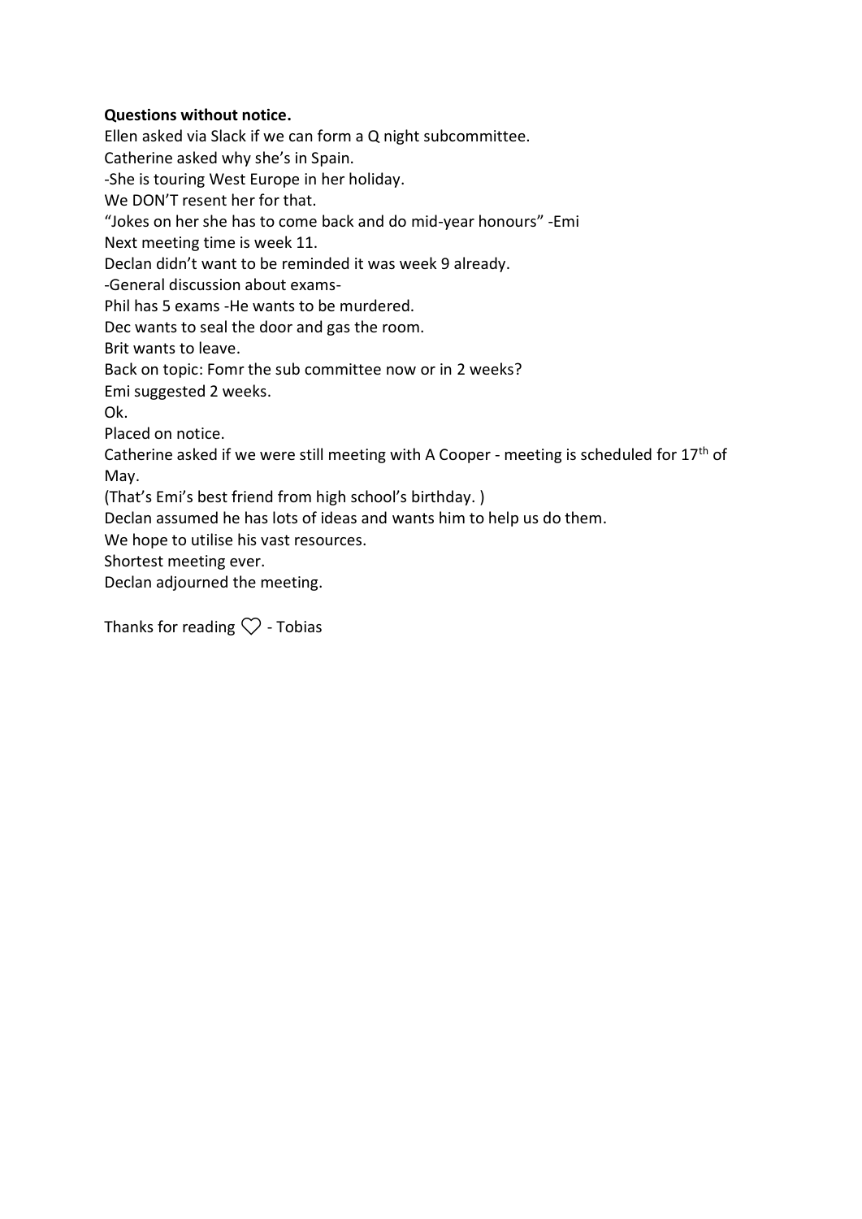**Questions without notice.**

Ellen asked via Slack if we can form a Q night subcommittee.

Catherine asked why she's in Spain.

-She is touring West Europe in her holiday.

We DON'T resent her for that.

"Jokes on her she has to come back and do mid-year honours" -Emi

Next meeting time is week 11.

Declan didn't want to be reminded it was week 9 already.

-General discussion about exams-

Phil has 5 exams -He wants to be murdered.

Dec wants to seal the door and gas the room.

Brit wants to leave.

Back on topic: Fomr the sub committee now or in 2 weeks?

Emi suggested 2 weeks.

Ok.

Placed on notice.

Catherine asked if we were still meeting with A Cooper - meeting is scheduled for 17th of May.

(That's Emi's best friend from high school's birthday. )

Declan assumed he has lots of ideas and wants him to help us do them.

We hope to utilise his vast resources.

Shortest meeting ever.

Declan adjourned the meeting.

Thanks for reading ♡ - Tobias